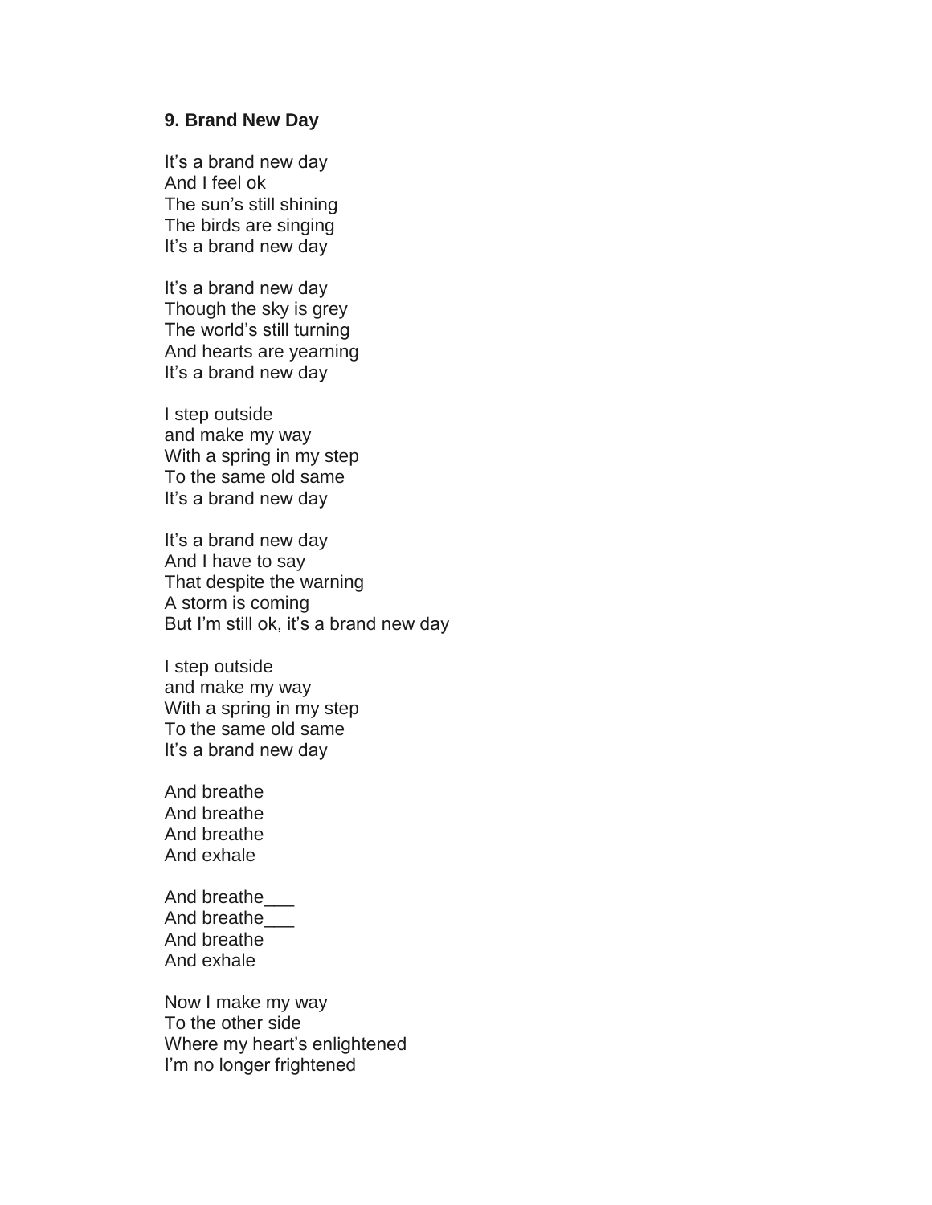**9. Brand New Day**

It's a brand new day  
And I feel ok  
The sun's still shining  
The birds are singing  
It's a brand new day

It's a brand new day  
Though the sky is grey  
The world's still turning  
And hearts are yearning  
It's a brand new day

I step outside  
and make my way  
With a spring in my step  
To the same old same  
It's a brand new day

It's a brand new day  
And I have to say  
That despite the warning  
A storm is coming  
But I'm still ok, it's a brand new day

I step outside  
and make my way  
With a spring in my step  
To the same old same  
It's a brand new day

And breathe  
And breathe  
And breathe  
And exhale

And breathe___  
And breathe___  
And breathe  
And exhale

Now I make my way  
To the other side  
Where my heart's enlightened  
I'm no longer frightened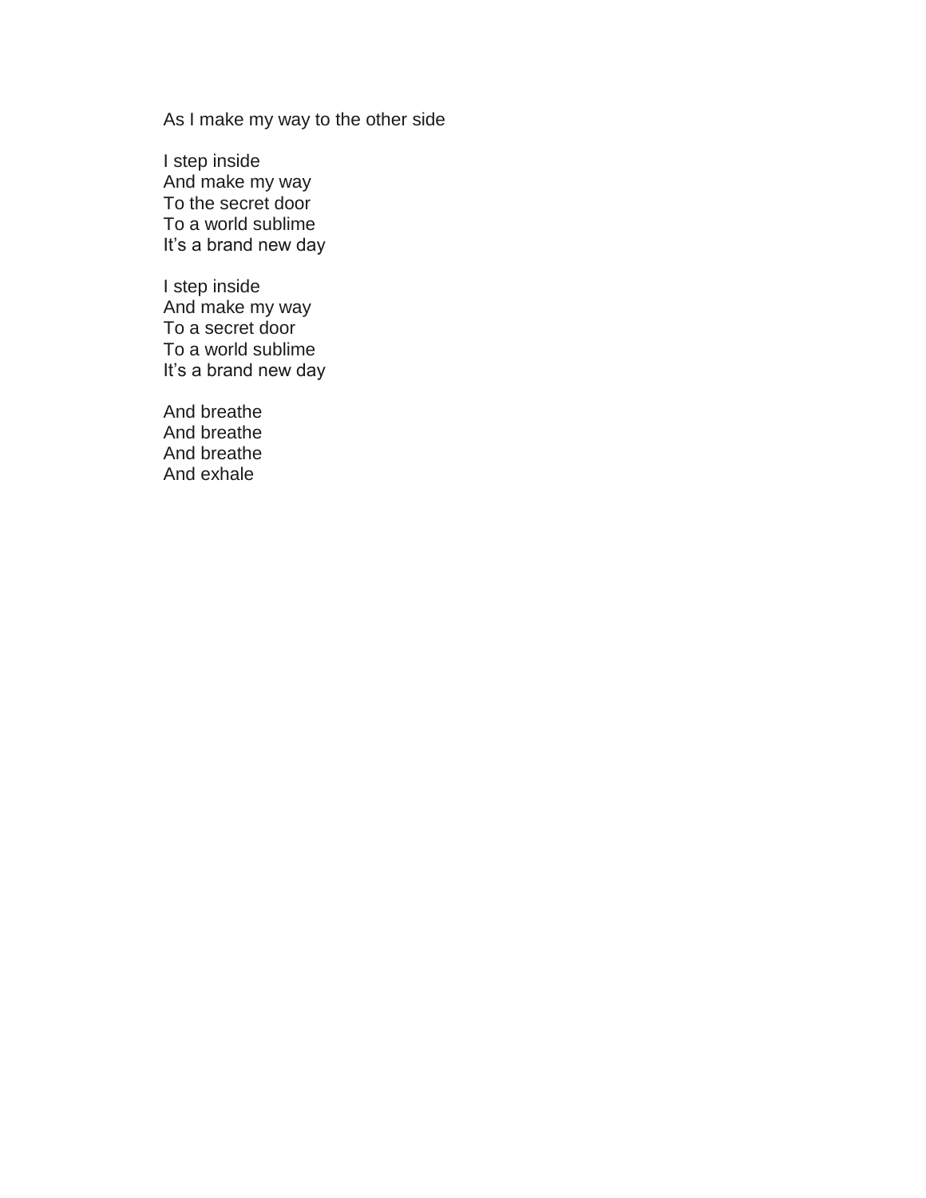As I make my way to the other side

I step inside  
And make my way  
To the secret door  
To a world sublime  
It's a brand new day

I step inside  
And make my way  
To a secret door  
To a world sublime  
It's a brand new day

And breathe  
And breathe  
And breathe  
And exhale